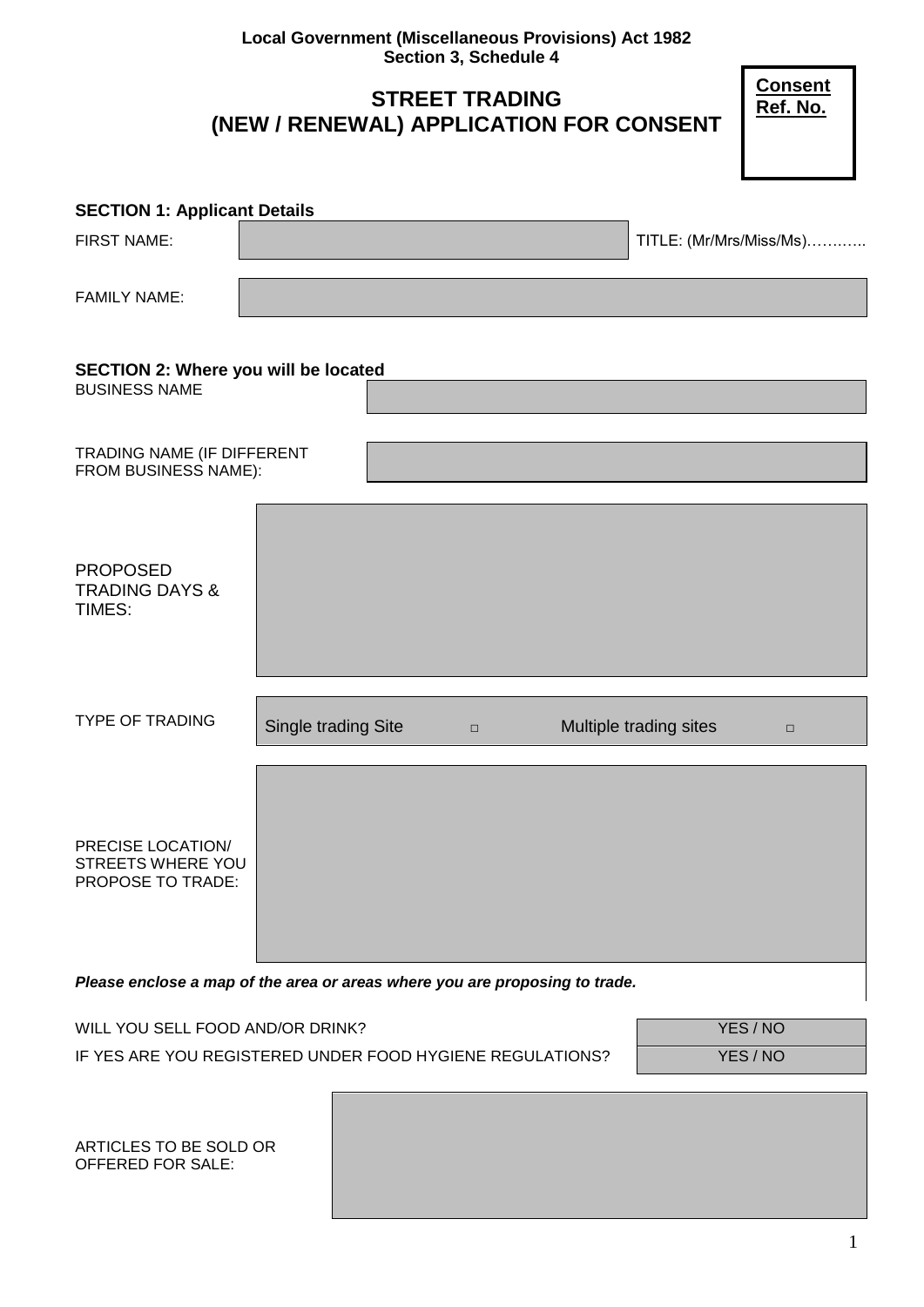**Local Government (Miscellaneous Provisions) Act 1982**
**Section 3, Schedule 4**

# STREET TRADING (NEW / RENEWAL) APPLICATION FOR CONSENT

**Consent Ref. No.**

## SECTION 1: Applicant Details

| | | |
|---|---|---|
| FIRST NAME: | | TITLE: (Mr/Mrs/Miss/Ms)……….. |
| FAMILY NAME: | | |

## SECTION 2: Where you will be located

| | |
|---|---|
| BUSINESS NAME | |
| TRADING NAME (IF DIFFERENT FROM BUSINESS NAME): | |
| PROPOSED TRADING DAYS & TIMES: | |
| TYPE OF TRADING | Single trading Site □ Multiple trading sites □ |
| PRECISE LOCATION/ STREETS WHERE YOU PROPOSE TO TRADE: | |

***Please enclose a map of the area or areas where you are proposing to trade.***

| | |
|---|---|
| WILL YOU SELL FOOD AND/OR DRINK? | YES / NO |
| IF YES ARE YOU REGISTERED UNDER FOOD HYGIENE REGULATIONS? | YES / NO |

| | |
|---|---|
| ARTICLES TO BE SOLD OR OFFERED FOR SALE: | |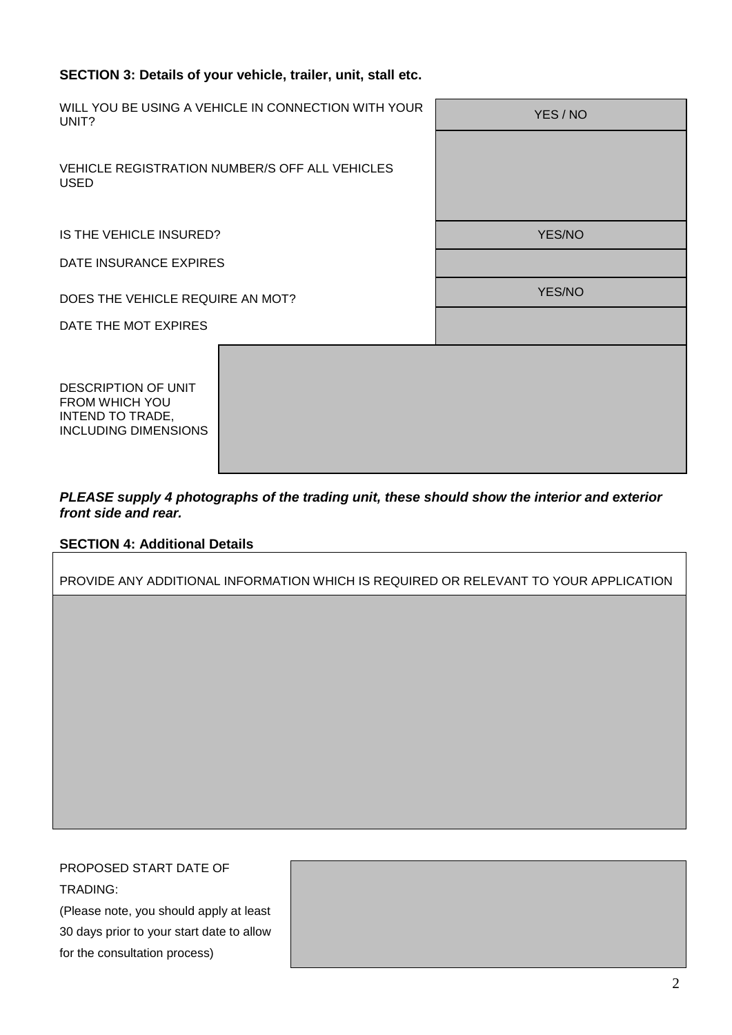### SECTION 3: Details of your vehicle, trailer, unit, stall etc.

| | |
|---|---|
| WILL YOU BE USING A VEHICLE IN CONNECTION WITH YOUR UNIT? | YES / NO |
| VEHICLE REGISTRATION NUMBER/S OFF ALL VEHICLES USED | |
| IS THE VEHICLE INSURED? | YES/NO |
| DATE INSURANCE EXPIRES | |
| DOES THE VEHICLE REQUIRE AN MOT? | YES/NO |
| DATE THE MOT EXPIRES | |
| DESCRIPTION OF UNIT FROM WHICH YOU INTEND TO TRADE, INCLUDING DIMENSIONS | |

***PLEASE supply 4 photographs of the trading unit, these should show the interior and exterior front side and rear.***

### SECTION 4: Additional Details

| PROVIDE ANY ADDITIONAL INFORMATION WHICH IS REQUIRED OR RELEVANT TO YOUR APPLICATION |
|---|
| |

| | |
|---|---|
| PROPOSED START DATE OF TRADING: (Please note, you should apply at least 30 days prior to your start date to allow for the consultation process) | |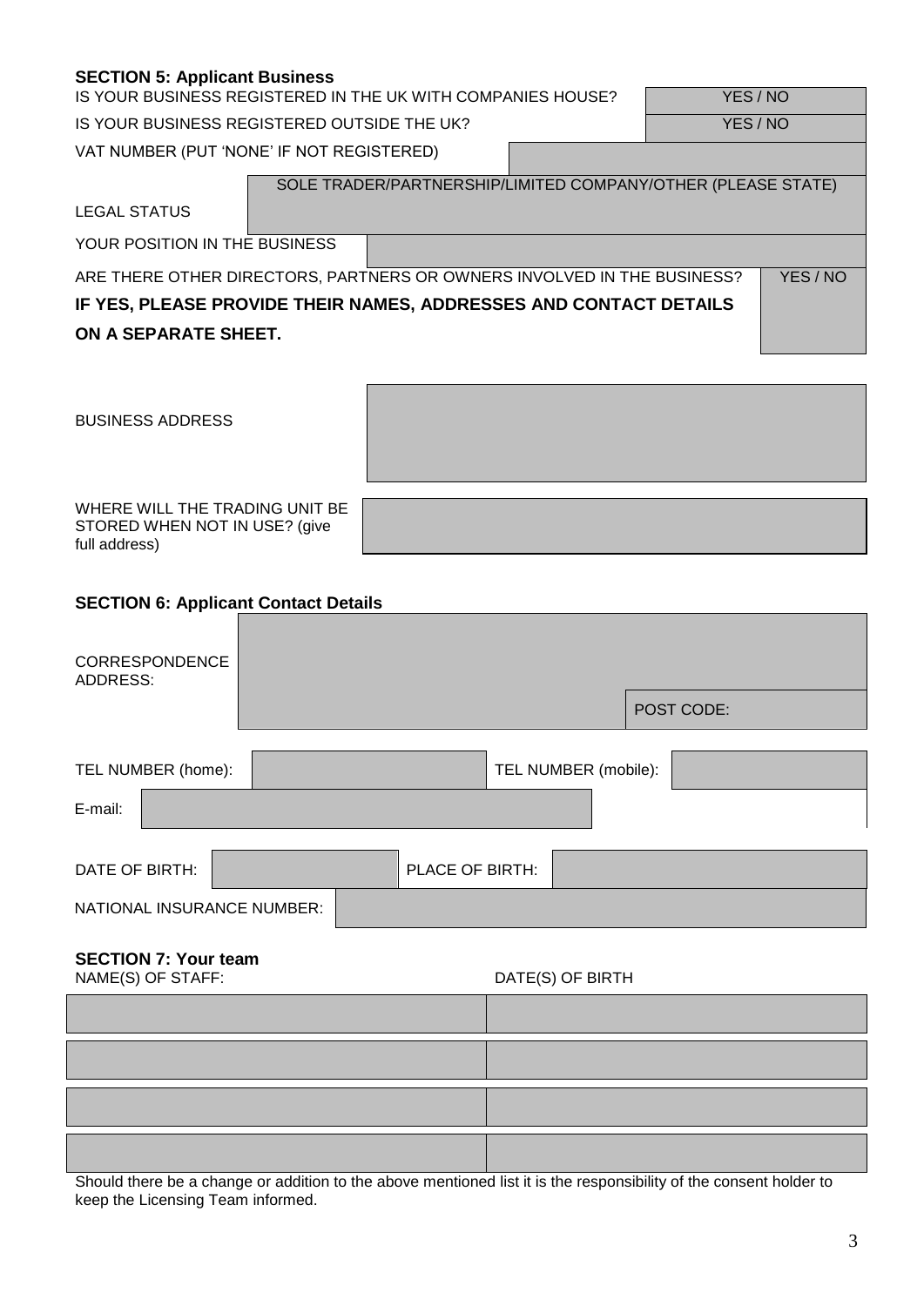**SECTION 5: Applicant Business**

| | |
|---|---|
| IS YOUR BUSINESS REGISTERED IN THE UK WITH COMPANIES HOUSE? | YES / NO |
| IS YOUR BUSINESS REGISTERED OUTSIDE THE UK? | YES / NO |
| VAT NUMBER (PUT 'NONE' IF NOT REGISTERED) | |
| LEGAL STATUS | SOLE TRADER/PARTNERSHIP/LIMITED COMPANY/OTHER (PLEASE STATE) |
| YOUR POSITION IN THE BUSINESS | |
| ARE THERE OTHER DIRECTORS, PARTNERS OR OWNERS INVOLVED IN THE BUSINESS? | YES / NO |

**IF YES, PLEASE PROVIDE THEIR NAMES, ADDRESSES AND CONTACT DETAILS ON A SEPARATE SHEET.**

| | |
|---|---|
| BUSINESS ADDRESS | |
| WHERE WILL THE TRADING UNIT BE STORED WHEN NOT IN USE? (give full address) | |

**SECTION 6: Applicant Contact Details**

| | | | |
|---|---|---|---|
| CORRESPONDENCE ADDRESS: | | POST CODE: | |
| TEL NUMBER (home): | | TEL NUMBER (mobile): | |
| E-mail: | | | |
| DATE OF BIRTH: | | PLACE OF BIRTH: | |
| NATIONAL INSURANCE NUMBER: | | | |

**SECTION 7: Your team**

| NAME(S) OF STAFF: | DATE(S) OF BIRTH |
|---|---|
| | |
| | |
| | |
| | |

Should there be a change or addition to the above mentioned list it is the responsibility of the consent holder to keep the Licensing Team informed.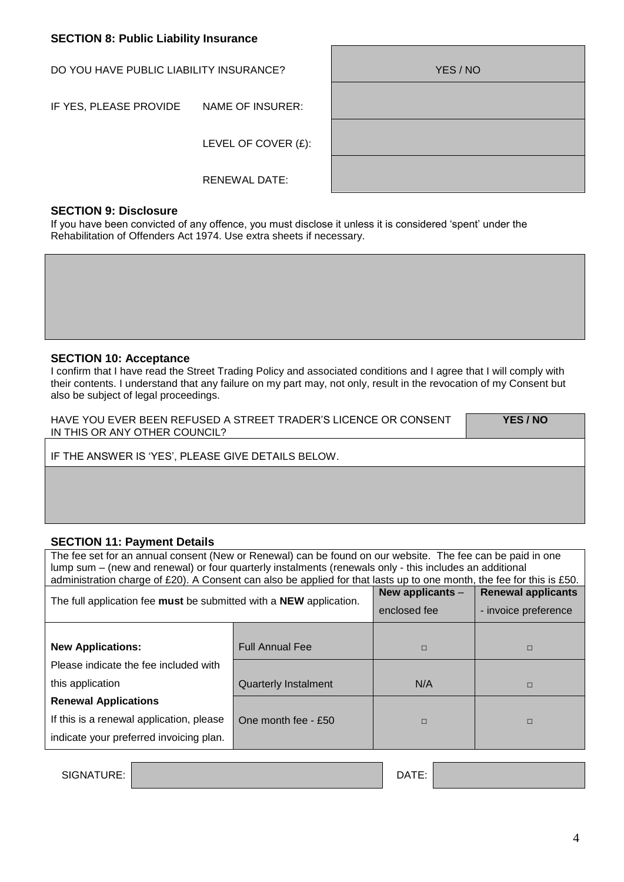### SECTION 8: Public Liability Insurance

| | | |
|---|---|---|
| DO YOU HAVE PUBLIC LIABILITY INSURANCE? | | YES / NO |
| IF YES, PLEASE PROVIDE | NAME OF INSURER: | |
| | LEVEL OF COVER (£): | |
| | RENEWAL DATE: | |

### SECTION 9: Disclosure

If you have been convicted of any offence, you must disclose it unless it is considered 'spent' under the Rehabilitation of Offenders Act 1974. Use extra sheets if necessary.

| |
|---|
| |

### SECTION 10: Acceptance

I confirm that I have read the Street Trading Policy and associated conditions and I agree that I will comply with their contents. I understand that any failure on my part may, not only, result in the revocation of my Consent but also be subject of legal proceedings.

| | |
|---|---|
| HAVE YOU EVER BEEN REFUSED A STREET TRADER'S LICENCE OR CONSENT IN THIS OR ANY OTHER COUNCIL? | **YES / NO** |
| IF THE ANSWER IS 'YES', PLEASE GIVE DETAILS BELOW. | |
| | |

### SECTION 11: Payment Details

The fee set for an annual consent (New or Renewal) can be found on our website. The fee can be paid in one lump sum – (new and renewal) or four quarterly instalments (renewals only - this includes an additional administration charge of £20). A Consent can also be applied for that lasts up to one month, the fee for this is £50.

| The full application fee **must** be submitted with a **NEW** application. | | **New applicants** – enclosed fee | **Renewal applicants** - invoice preference |
|---|---|---|---|
| **New Applications:** | Full Annual Fee | □ | □ |
| Please indicate the fee included with this application | Quarterly Instalment | N/A | □ |
| **Renewal Applications** If this is a renewal application, please indicate your preferred invoicing plan. | One month fee - £50 | □ | □ |

| SIGNATURE: | | DATE: | |
|---|---|---|---|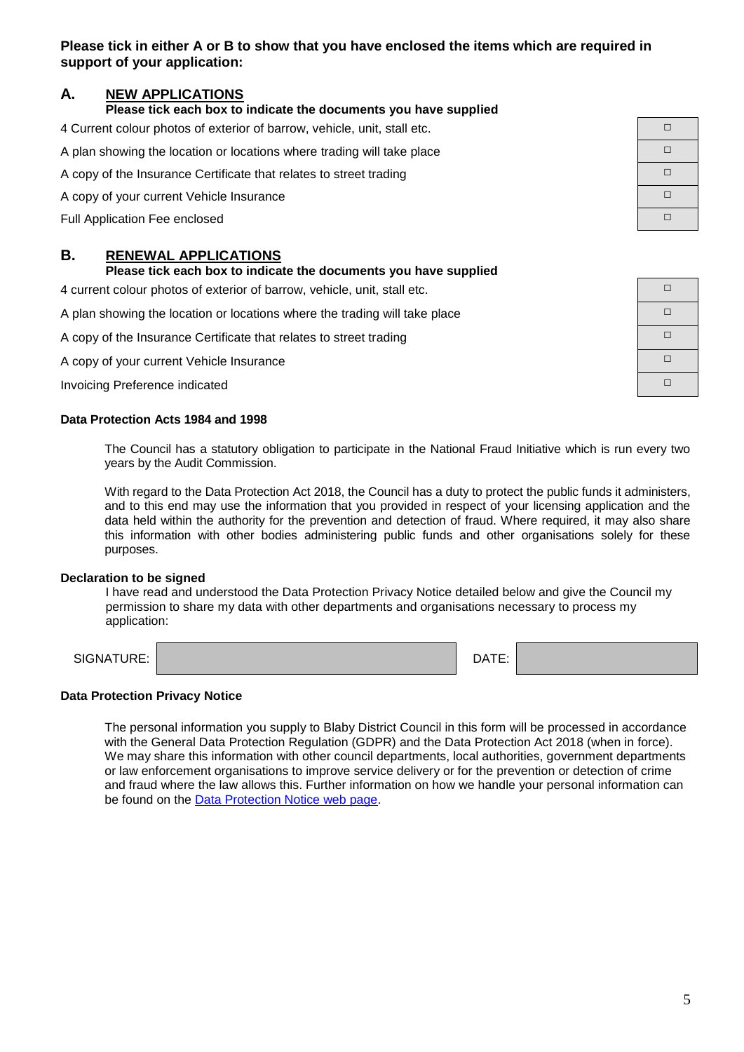**Please tick in either A or B to show that you have enclosed the items which are required in support of your application:**

## A. NEW APPLICATIONS

**Please tick each box to indicate the documents you have supplied**

| | |
|---|---|
| 4 Current colour photos of exterior of barrow, vehicle, unit, stall etc. | ☐ |
| A plan showing the location or locations where trading will take place | ☐ |
| A copy of the Insurance Certificate that relates to street trading | ☐ |
| A copy of your current Vehicle Insurance | ☐ |
| Full Application Fee enclosed | ☐ |

## B. RENEWAL APPLICATIONS

**Please tick each box to indicate the documents you have supplied**

| | |
|---|---|
| 4 current colour photos of exterior of barrow, vehicle, unit, stall etc. | ☐ |
| A plan showing the location or locations where the trading will take place | ☐ |
| A copy of the Insurance Certificate that relates to street trading | ☐ |
| A copy of your current Vehicle Insurance | ☐ |
| Invoicing Preference indicated | ☐ |

**Data Protection Acts 1984 and 1998**

The Council has a statutory obligation to participate in the National Fraud Initiative which is run every two years by the Audit Commission.

With regard to the Data Protection Act 2018, the Council has a duty to protect the public funds it administers, and to this end may use the information that you provided in respect of your licensing application and the data held within the authority for the prevention and detection of fraud. Where required, it may also share this information with other bodies administering public funds and other organisations solely for these purposes.

**Declaration to be signed**

I have read and understood the Data Protection Privacy Notice detailed below and give the Council my permission to share my data with other departments and organisations necessary to process my application:

| | | | |
|---|---|---|---|
| SIGNATURE: | | DATE: | |

**Data Protection Privacy Notice**

The personal information you supply to Blaby District Council in this form will be processed in accordance with the General Data Protection Regulation (GDPR) and the Data Protection Act 2018 (when in force). We may share this information with other council departments, local authorities, government departments or law enforcement organisations to improve service delivery or for the prevention or detection of crime and fraud where the law allows this. Further information on how we handle your personal information can be found on the Data Protection Notice web page.